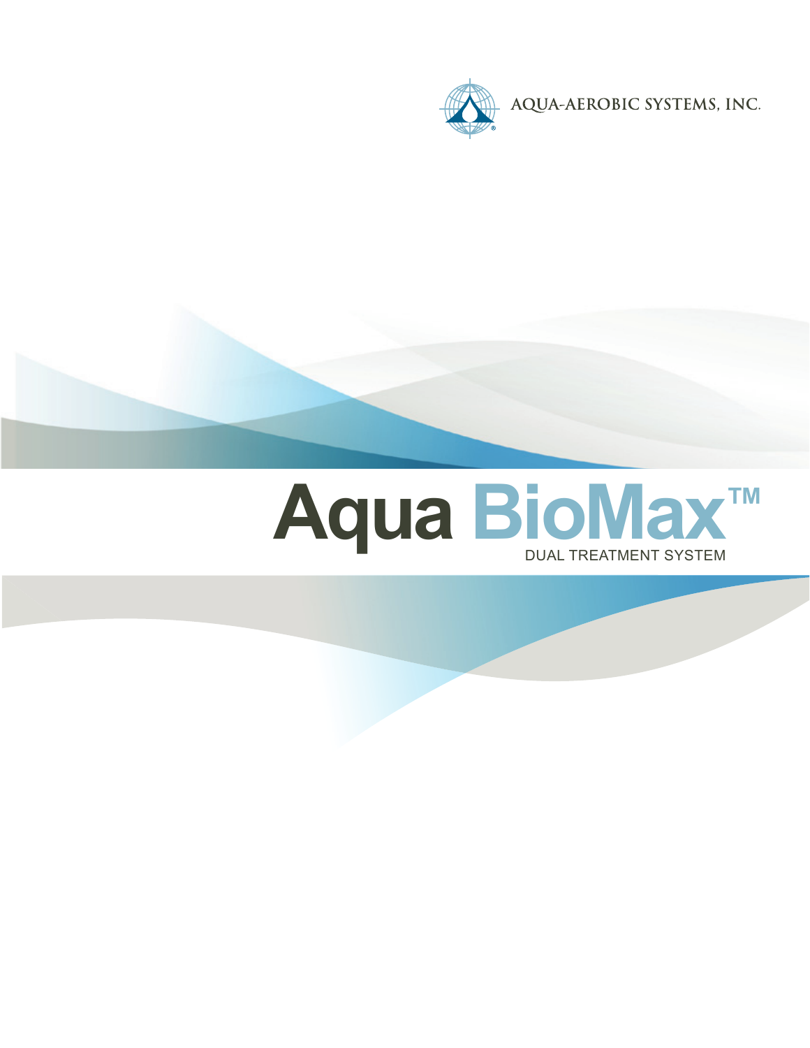AQUA-AEROBIC SYSTEMS, INC.

# Aqua BioMax™

DUAL TREATMENT SYSTEM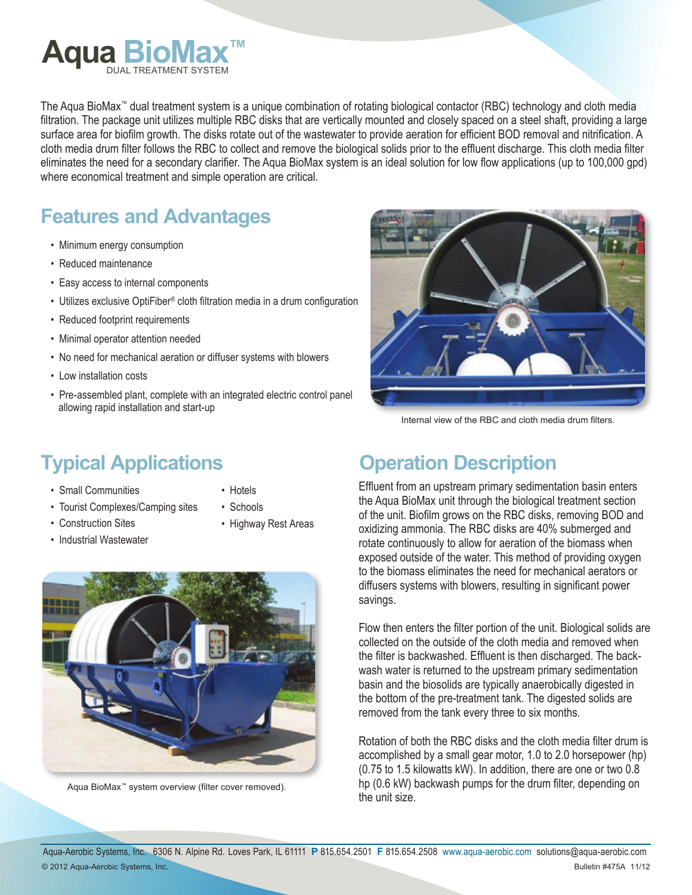# Aqua BioMax™

DUAL TREATMENT SYSTEM

The Aqua BioMax™ dual treatment system is a unique combination of rotating biological contactor (RBC) technology and cloth media filtration. The package unit utilizes multiple RBC disks that are vertically mounted and closely spaced on a steel shaft, providing a large surface area for biofilm growth. The disks rotate out of the wastewater to provide aeration for efficient BOD removal and nitrification. A cloth media drum filter follows the RBC to collect and remove the biological solids prior to the effluent discharge. This cloth media filter eliminates the need for a secondary clarifier. The Aqua BioMax system is an ideal solution for low flow applications (up to 100,000 gpd) where economical treatment and simple operation are critical.

## Features and Advantages

- Minimum energy consumption
- Reduced maintenance
- Easy access to internal components
- Utilizes exclusive OptiFiber® cloth filtration media in a drum configuration
- Reduced footprint requirements
- Minimal operator attention needed
- No need for mechanical aeration or diffuser systems with blowers
- Low installation costs
- Pre-assembled plant, complete with an integrated electric control panel allowing rapid installation and start-up

Internal view of the RBC and cloth media drum filters.

## Typical Applications

- Small Communities
- Tourist Complexes/Camping sites
- Construction Sites
- Industrial Wastewater
- Hotels
- Schools
- Highway Rest Areas

Aqua BioMax™ system overview (filter cover removed).

## Operation Description

Effluent from an upstream primary sedimentation basin enters the Aqua BioMax unit through the biological treatment section of the unit. Biofilm grows on the RBC disks, removing BOD and oxidizing ammonia. The RBC disks are 40% submerged and rotate continuously to allow for aeration of the biomass when exposed outside of the water. This method of providing oxygen to the biomass eliminates the need for mechanical aerators or diffusers systems with blowers, resulting in significant power savings.

Flow then enters the filter portion of the unit. Biological solids are collected on the outside of the cloth media and removed when the filter is backwashed. Effluent is then discharged. The backwash water is returned to the upstream primary sedimentation basin and the biosolids are typically anaerobically digested in the bottom of the pre-treatment tank. The digested solids are removed from the tank every three to six months.

Rotation of both the RBC disks and the cloth media filter drum is accomplished by a small gear motor, 1.0 to 2.0 horsepower (hp) (0.75 to 1.5 kilowatts kW). In addition, there are one or two 0.8 hp (0.6 kW) backwash pumps for the drum filter, depending on the unit size.

Aqua-Aerobic Systems, Inc. 6306 N. Alpine Rd. Loves Park, IL 61111 **P** 815.654.2501 **F** 815.654.2508 www.aqua-aerobic.com solutions@aqua-aerobic.com

© 2012 Aqua-Aerobic Systems, Inc. Bulletin #475A 11/12